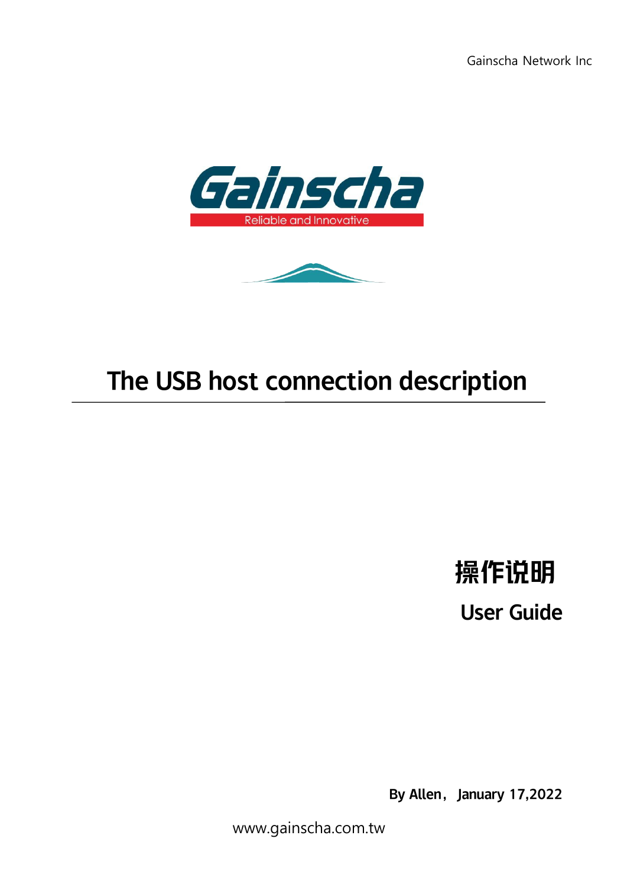Gainscha Network Inc

Gainscha

Reliable and Innovative

# The USB host connection description

**操作说明**

**User Guide**

**By Allen，January 17,2022**

www.gainscha.com.tw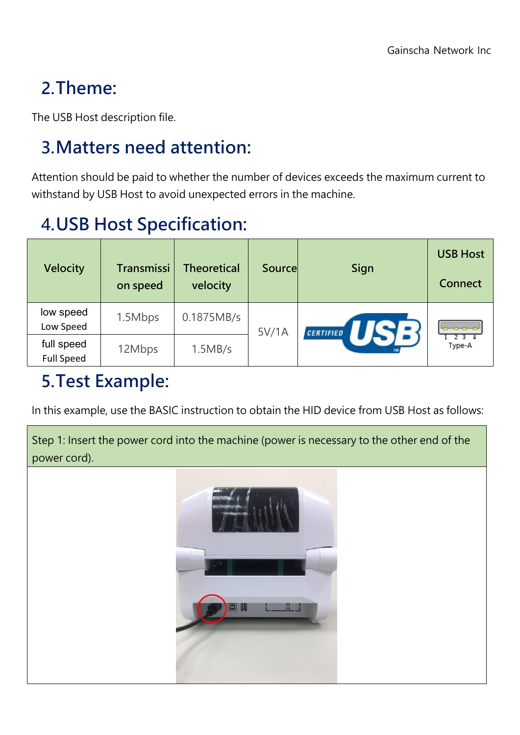## 2.Theme:

The USB Host description file.

## 3.Matters need attention:

Attention should be paid to whether the number of devices exceeds the maximum current to withstand by USB Host to avoid unexpected errors in the machine.

## 4.USB Host Specification:

| Velocity | Transmission speed | Theoretical velocity | Source | Sign | USB Host Connect |
|---|---|---|---|---|---|
| low speed Low Speed | 1.5Mbps | 0.1875MB/s | 5V/1A | CERTIFIED USB | Type-A |
| full speed Full Speed | 12Mbps | 1.5MB/s | | | |

## 5.Test Example:

In this example, use the BASIC instruction to obtain the HID device from USB Host as follows:

| Step 1: Insert the power cord into the machine (power is necessary to the other end of the power cord). |
|---|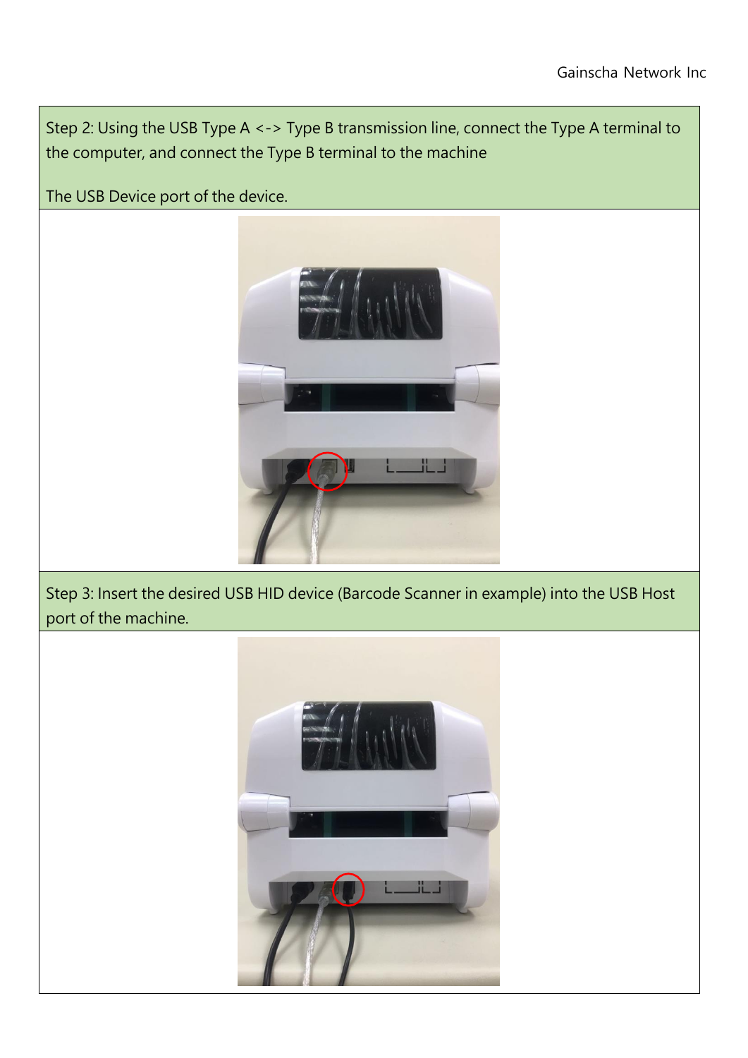Step 2: Using the USB Type A <-> Type B transmission line, connect the Type A terminal to the computer, and connect the Type B terminal to the machine

The USB Device port of the device.

Step 3: Insert the desired USB HID device (Barcode Scanner in example) into the USB Host port of the machine.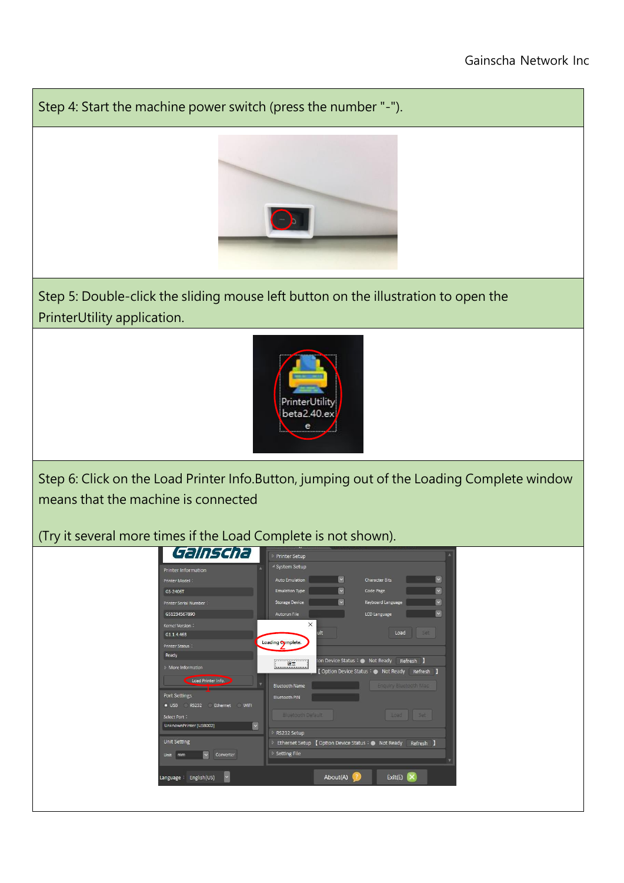Step 4: Start the machine power switch (press the number "-").

Step 5: Double-click the sliding mouse left button on the illustration to open the PrinterUtility application.

Step 6: Click on the Load Printer Info.Button, jumping out of the Loading Complete window means that the machine is connected

(Try it several more times if the Load Complete is not shown).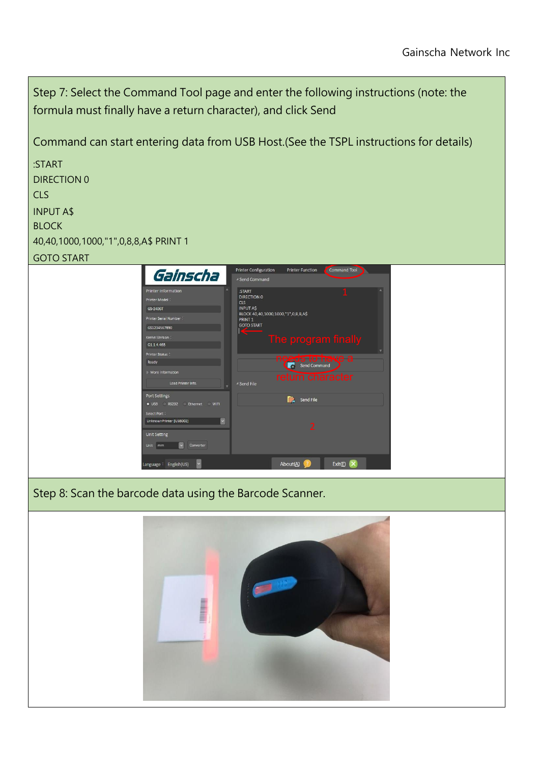Step 7: Select the Command Tool page and enter the following instructions (note: the formula must finally have a return character), and click Send

Command can start entering data from USB Host.(See the TSPL instructions for details)

:START
DIRECTION 0
CLS
INPUT A$
BLOCK
40,40,1000,1000,"1",0,8,8,A$ PRINT 1
GOTO START

Step 8: Scan the barcode data using the Barcode Scanner.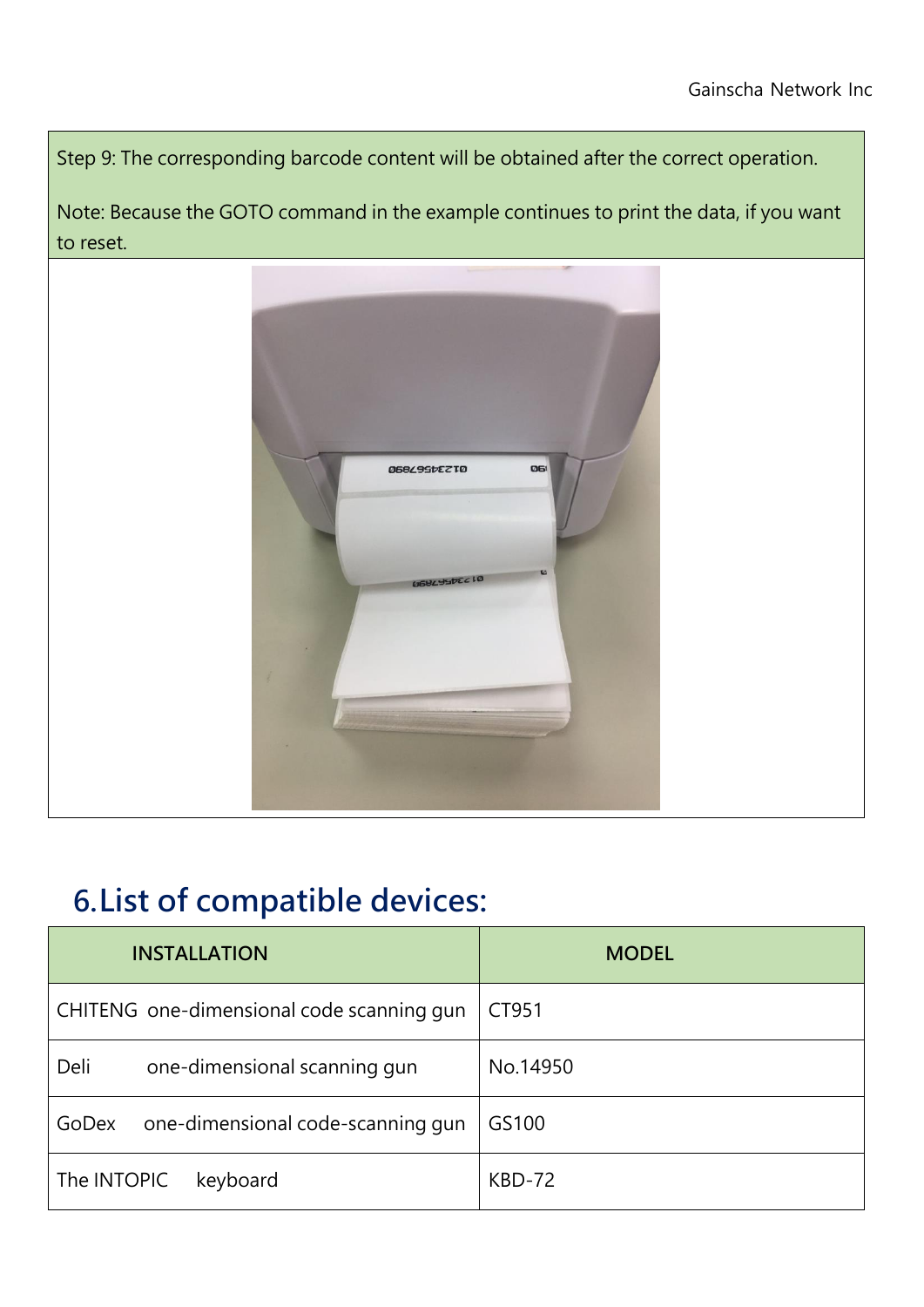Step 9: The corresponding barcode content will be obtained after the correct operation.

Note: Because the GOTO command in the example continues to print the data, if you want to reset.

## 6.List of compatible devices:

| INSTALLATION | MODEL |
| --- | --- |
| CHITENG one-dimensional code scanning gun | CT951 |
| Deli one-dimensional scanning gun | No.14950 |
| GoDex one-dimensional code-scanning gun | GS100 |
| The INTOPIC keyboard | KBD-72 |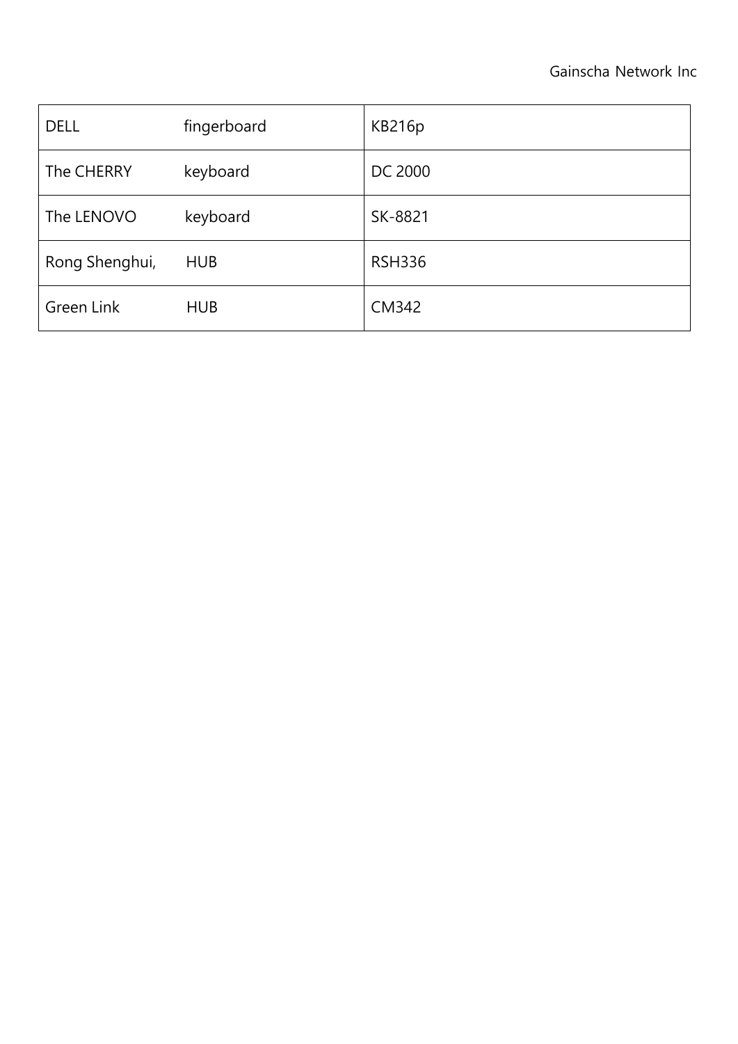| | |
|---|---|
| DELL fingerboard | KB216p |
| The CHERRY keyboard | DC 2000 |
| The LENOVO keyboard | SK-8821 |
| Rong Shenghui, HUB | RSH336 |
| Green Link HUB | CM342 |